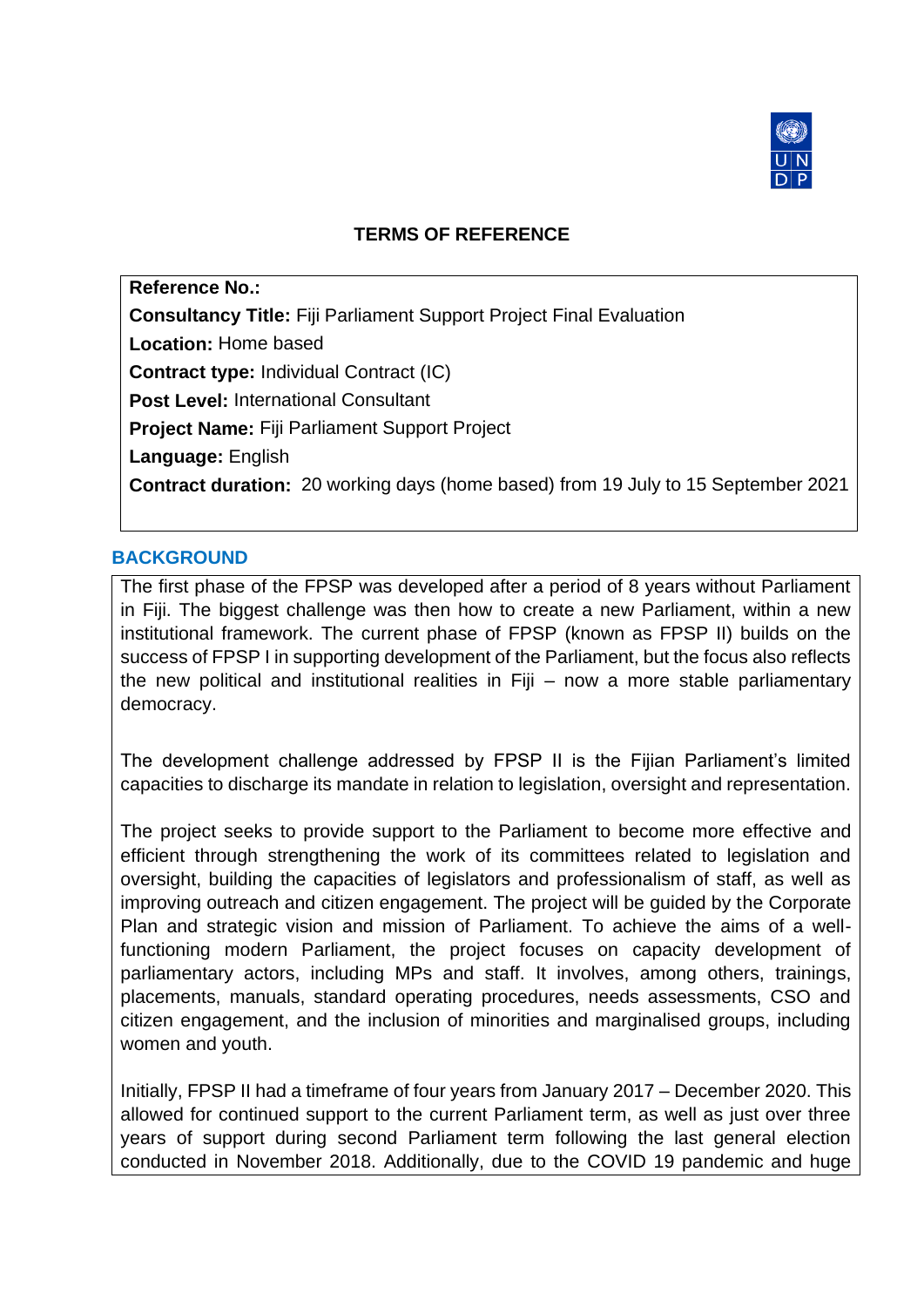## TERMS OF REFERENCE

**Reference No.:**

**Consultancy Title:** Fiji Parliament Support Project Final Evaluation

**Location:** Home based

**Contract type:** Individual Contract (IC)

**Post Level:** International Consultant

**Project Name:** Fiji Parliament Support Project

**Language:** English

**Contract duration:** 20 working days (home based) from 19 July to 15 September 2021

## BACKGROUND

The first phase of the FPSP was developed after a period of 8 years without Parliament in Fiji. The biggest challenge was then how to create a new Parliament, within a new institutional framework. The current phase of FPSP (known as FPSP II) builds on the success of FPSP I in supporting development of the Parliament, but the focus also reflects the new political and institutional realities in Fiji – now a more stable parliamentary democracy.

The development challenge addressed by FPSP II is the Fijian Parliament's limited capacities to discharge its mandate in relation to legislation, oversight and representation.

The project seeks to provide support to the Parliament to become more effective and efficient through strengthening the work of its committees related to legislation and oversight, building the capacities of legislators and professionalism of staff, as well as improving outreach and citizen engagement. The project will be guided by the Corporate Plan and strategic vision and mission of Parliament. To achieve the aims of a well-functioning modern Parliament, the project focuses on capacity development of parliamentary actors, including MPs and staff. It involves, among others, trainings, placements, manuals, standard operating procedures, needs assessments, CSO and citizen engagement, and the inclusion of minorities and marginalised groups, including women and youth.

Initially, FPSP II had a timeframe of four years from January 2017 – December 2020. This allowed for continued support to the current Parliament term, as well as just over three years of support during second Parliament term following the last general election conducted in November 2018. Additionally, due to the COVID 19 pandemic and huge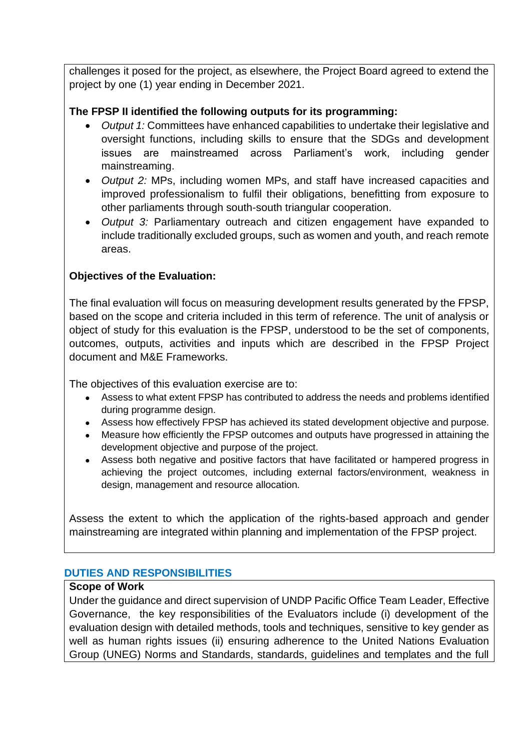challenges it posed for the project, as elsewhere, the Project Board agreed to extend the project by one (1) year ending in December 2021.

**The FPSP II identified the following outputs for its programming:**

- *Output 1:* Committees have enhanced capabilities to undertake their legislative and oversight functions, including skills to ensure that the SDGs and development issues are mainstreamed across Parliament's work, including gender mainstreaming.
- *Output 2:* MPs, including women MPs, and staff have increased capacities and improved professionalism to fulfil their obligations, benefitting from exposure to other parliaments through south-south triangular cooperation.
- *Output 3:* Parliamentary outreach and citizen engagement have expanded to include traditionally excluded groups, such as women and youth, and reach remote areas.

**Objectives of the Evaluation:**

The final evaluation will focus on measuring development results generated by the FPSP, based on the scope and criteria included in this term of reference. The unit of analysis or object of study for this evaluation is the FPSP, understood to be the set of components, outcomes, outputs, activities and inputs which are described in the FPSP Project document and M&E Frameworks.

The objectives of this evaluation exercise are to:

- Assess to what extent FPSP has contributed to address the needs and problems identified during programme design.
- Assess how effectively FPSP has achieved its stated development objective and purpose.
- Measure how efficiently the FPSP outcomes and outputs have progressed in attaining the development objective and purpose of the project.
- Assess both negative and positive factors that have facilitated or hampered progress in achieving the project outcomes, including external factors/environment, weakness in design, management and resource allocation.

Assess the extent to which the application of the rights-based approach and gender mainstreaming are integrated within planning and implementation of the FPSP project.

## DUTIES AND RESPONSIBILITIES

**Scope of Work**

Under the guidance and direct supervision of UNDP Pacific Office Team Leader, Effective Governance, the key responsibilities of the Evaluators include (i) development of the evaluation design with detailed methods, tools and techniques, sensitive to key gender as well as human rights issues (ii) ensuring adherence to the United Nations Evaluation Group (UNEG) Norms and Standards, standards, guidelines and templates and the full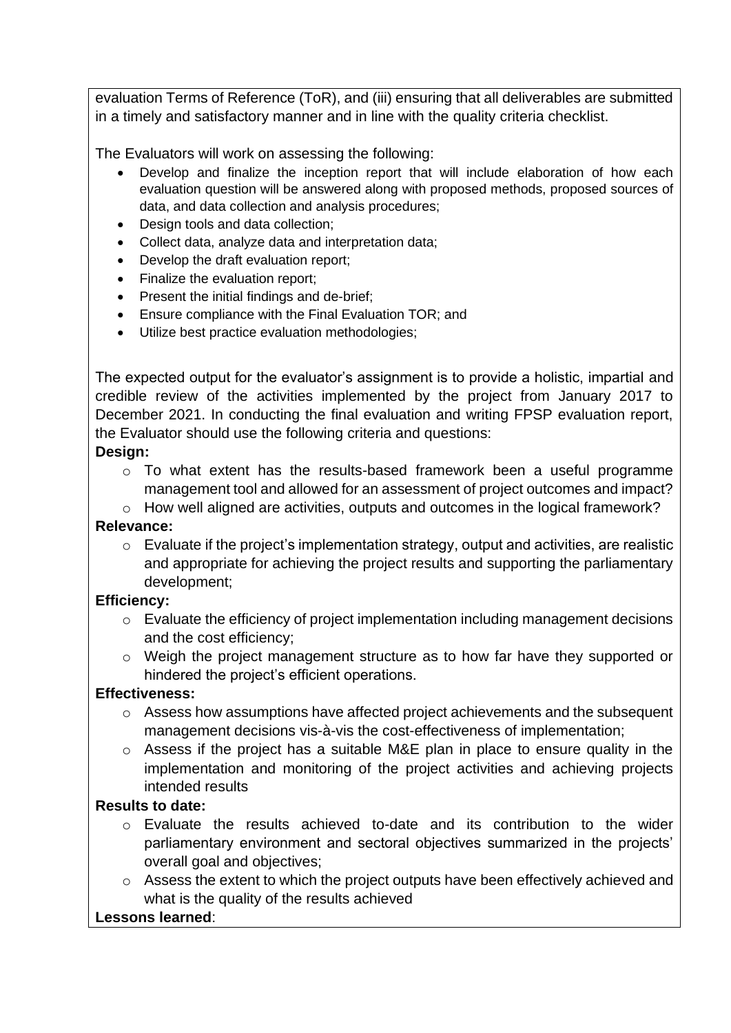evaluation Terms of Reference (ToR), and (iii) ensuring that all deliverables are submitted in a timely and satisfactory manner and in line with the quality criteria checklist.

The Evaluators will work on assessing the following:

- Develop and finalize the inception report that will include elaboration of how each evaluation question will be answered along with proposed methods, proposed sources of data, and data collection and analysis procedures;
- Design tools and data collection;
- Collect data, analyze data and interpretation data;
- Develop the draft evaluation report;
- Finalize the evaluation report;
- Present the initial findings and de-brief;
- Ensure compliance with the Final Evaluation TOR; and
- Utilize best practice evaluation methodologies;

The expected output for the evaluator's assignment is to provide a holistic, impartial and credible review of the activities implemented by the project from January 2017 to December 2021. In conducting the final evaluation and writing FPSP evaluation report, the Evaluator should use the following criteria and questions:

**Design:**

- To what extent has the results-based framework been a useful programme management tool and allowed for an assessment of project outcomes and impact?
- How well aligned are activities, outputs and outcomes in the logical framework?

**Relevance:**

- Evaluate if the project's implementation strategy, output and activities, are realistic and appropriate for achieving the project results and supporting the parliamentary development;

**Efficiency:**

- Evaluate the efficiency of project implementation including management decisions and the cost efficiency;
- Weigh the project management structure as to how far have they supported or hindered the project's efficient operations.

**Effectiveness:**

- Assess how assumptions have affected project achievements and the subsequent management decisions vis-à-vis the cost-effectiveness of implementation;
- Assess if the project has a suitable M&E plan in place to ensure quality in the implementation and monitoring of the project activities and achieving projects intended results

**Results to date:**

- Evaluate the results achieved to-date and its contribution to the wider parliamentary environment and sectoral objectives summarized in the projects' overall goal and objectives;
- Assess the extent to which the project outputs have been effectively achieved and what is the quality of the results achieved

**Lessons learned**: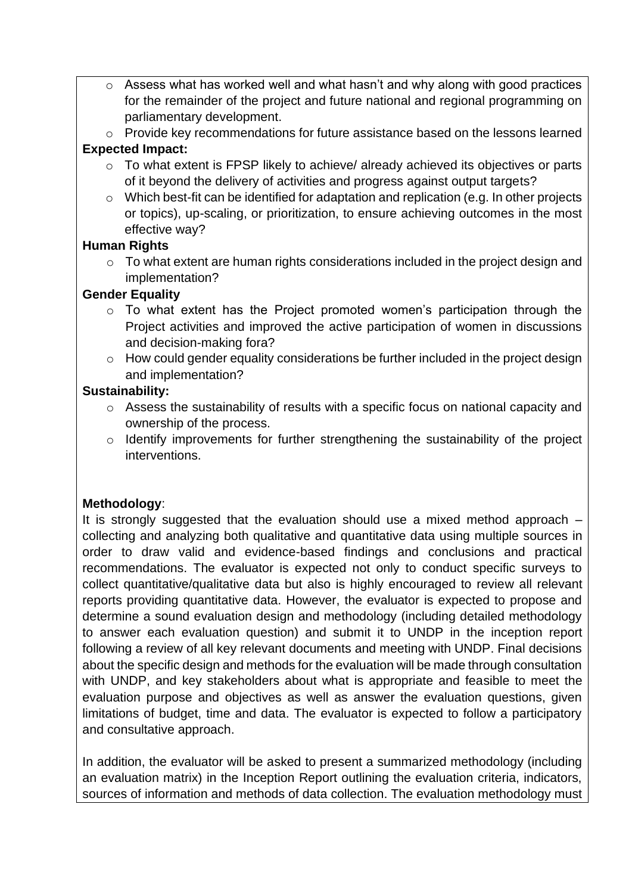- Assess what has worked well and what hasn't and why along with good practices for the remainder of the project and future national and regional programming on parliamentary development.
- Provide key recommendations for future assistance based on the lessons learned

**Expected Impact:**

- To what extent is FPSP likely to achieve/ already achieved its objectives or parts of it beyond the delivery of activities and progress against output targets?
- Which best-fit can be identified for adaptation and replication (e.g. In other projects or topics), up-scaling, or prioritization, to ensure achieving outcomes in the most effective way?

**Human Rights**

- To what extent are human rights considerations included in the project design and implementation?

**Gender Equality**

- To what extent has the Project promoted women's participation through the Project activities and improved the active participation of women in discussions and decision-making fora?
- How could gender equality considerations be further included in the project design and implementation?

**Sustainability:**

- Assess the sustainability of results with a specific focus on national capacity and ownership of the process.
- Identify improvements for further strengthening the sustainability of the project interventions.

**Methodology**:

It is strongly suggested that the evaluation should use a mixed method approach – collecting and analyzing both qualitative and quantitative data using multiple sources in order to draw valid and evidence-based findings and conclusions and practical recommendations. The evaluator is expected not only to conduct specific surveys to collect quantitative/qualitative data but also is highly encouraged to review all relevant reports providing quantitative data. However, the evaluator is expected to propose and determine a sound evaluation design and methodology (including detailed methodology to answer each evaluation question) and submit it to UNDP in the inception report following a review of all key relevant documents and meeting with UNDP. Final decisions about the specific design and methods for the evaluation will be made through consultation with UNDP, and key stakeholders about what is appropriate and feasible to meet the evaluation purpose and objectives as well as answer the evaluation questions, given limitations of budget, time and data. The evaluator is expected to follow a participatory and consultative approach.

In addition, the evaluator will be asked to present a summarized methodology (including an evaluation matrix) in the Inception Report outlining the evaluation criteria, indicators, sources of information and methods of data collection. The evaluation methodology must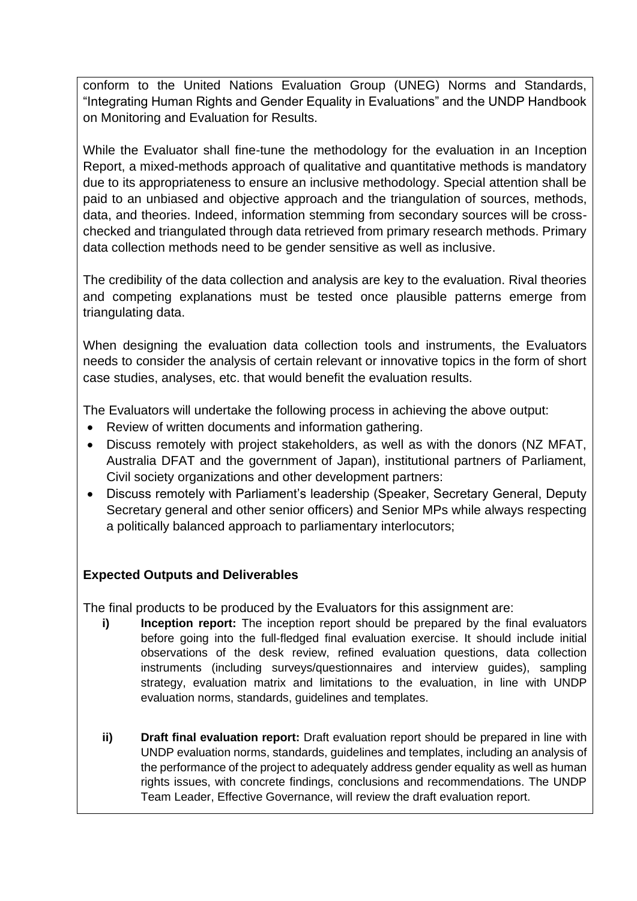conform to the United Nations Evaluation Group (UNEG) Norms and Standards, "Integrating Human Rights and Gender Equality in Evaluations" and the UNDP Handbook on Monitoring and Evaluation for Results.

While the Evaluator shall fine-tune the methodology for the evaluation in an Inception Report, a mixed-methods approach of qualitative and quantitative methods is mandatory due to its appropriateness to ensure an inclusive methodology. Special attention shall be paid to an unbiased and objective approach and the triangulation of sources, methods, data, and theories. Indeed, information stemming from secondary sources will be cross-checked and triangulated through data retrieved from primary research methods. Primary data collection methods need to be gender sensitive as well as inclusive.

The credibility of the data collection and analysis are key to the evaluation. Rival theories and competing explanations must be tested once plausible patterns emerge from triangulating data.

When designing the evaluation data collection tools and instruments, the Evaluators needs to consider the analysis of certain relevant or innovative topics in the form of short case studies, analyses, etc. that would benefit the evaluation results.

The Evaluators will undertake the following process in achieving the above output:

- Review of written documents and information gathering.
- Discuss remotely with project stakeholders, as well as with the donors (NZ MFAT, Australia DFAT and the government of Japan), institutional partners of Parliament, Civil society organizations and other development partners:
- Discuss remotely with Parliament's leadership (Speaker, Secretary General, Deputy Secretary general and other senior officers) and Senior MPs while always respecting a politically balanced approach to parliamentary interlocutors;

**Expected Outputs and Deliverables**

The final products to be produced by the Evaluators for this assignment are:

i) **Inception report:** The inception report should be prepared by the final evaluators before going into the full-fledged final evaluation exercise. It should include initial observations of the desk review, refined evaluation questions, data collection instruments (including surveys/questionnaires and interview guides), sampling strategy, evaluation matrix and limitations to the evaluation, in line with UNDP evaluation norms, standards, guidelines and templates.

ii) **Draft final evaluation report:** Draft evaluation report should be prepared in line with UNDP evaluation norms, standards, guidelines and templates, including an analysis of the performance of the project to adequately address gender equality as well as human rights issues, with concrete findings, conclusions and recommendations. The UNDP Team Leader, Effective Governance, will review the draft evaluation report.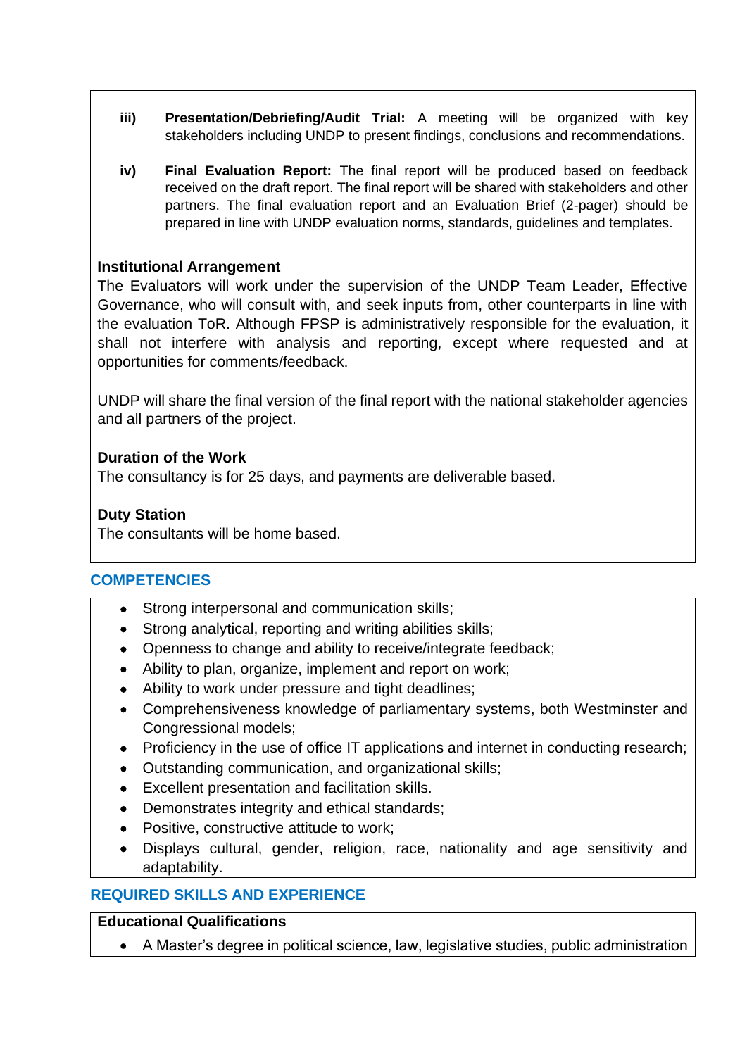iii) **Presentation/Debriefing/Audit Trial:** A meeting will be organized with key stakeholders including UNDP to present findings, conclusions and recommendations.

iv) **Final Evaluation Report:** The final report will be produced based on feedback received on the draft report. The final report will be shared with stakeholders and other partners. The final evaluation report and an Evaluation Brief (2-pager) should be prepared in line with UNDP evaluation norms, standards, guidelines and templates.

**Institutional Arrangement**

The Evaluators will work under the supervision of the UNDP Team Leader, Effective Governance, who will consult with, and seek inputs from, other counterparts in line with the evaluation ToR. Although FPSP is administratively responsible for the evaluation, it shall not interfere with analysis and reporting, except where requested and at opportunities for comments/feedback.

UNDP will share the final version of the final report with the national stakeholder agencies and all partners of the project.

**Duration of the Work**

The consultancy is for 25 days, and payments are deliverable based.

**Duty Station**

The consultants will be home based.

## COMPETENCIES

- Strong interpersonal and communication skills;
- Strong analytical, reporting and writing abilities skills;
- Openness to change and ability to receive/integrate feedback;
- Ability to plan, organize, implement and report on work;
- Ability to work under pressure and tight deadlines;
- Comprehensiveness knowledge of parliamentary systems, both Westminster and Congressional models;
- Proficiency in the use of office IT applications and internet in conducting research;
- Outstanding communication, and organizational skills;
- Excellent presentation and facilitation skills.
- Demonstrates integrity and ethical standards;
- Positive, constructive attitude to work;
- Displays cultural, gender, religion, race, nationality and age sensitivity and adaptability.

## REQUIRED SKILLS AND EXPERIENCE

**Educational Qualifications**

- A Master's degree in political science, law, legislative studies, public administration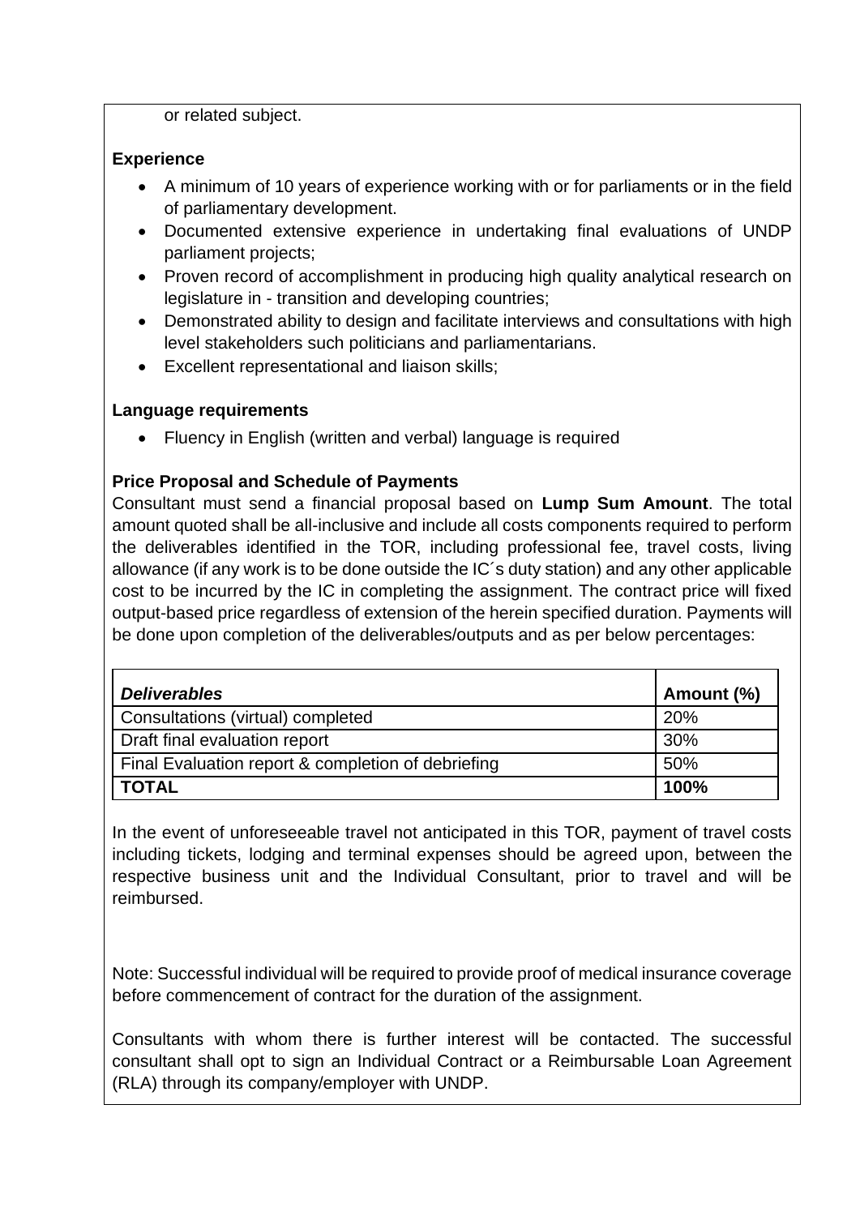or related subject.

**Experience**

- A minimum of 10 years of experience working with or for parliaments or in the field of parliamentary development.
- Documented extensive experience in undertaking final evaluations of UNDP parliament projects;
- Proven record of accomplishment in producing high quality analytical research on legislature in - transition and developing countries;
- Demonstrated ability to design and facilitate interviews and consultations with high level stakeholders such politicians and parliamentarians.
- Excellent representational and liaison skills;

**Language requirements**

- Fluency in English (written and verbal) language is required

**Price Proposal and Schedule of Payments**

Consultant must send a financial proposal based on **Lump Sum Amount**. The total amount quoted shall be all-inclusive and include all costs components required to perform the deliverables identified in the TOR, including professional fee, travel costs, living allowance (if any work is to be done outside the IC´s duty station) and any other applicable cost to be incurred by the IC in completing the assignment. The contract price will fixed output-based price regardless of extension of the herein specified duration. Payments will be done upon completion of the deliverables/outputs and as per below percentages:

| ***Deliverables*** | **Amount (%)** |
|---|---|
| Consultations (virtual) completed | 20% |
| Draft final evaluation report | 30% |
| Final Evaluation report & completion of debriefing | 50% |
| **TOTAL** | **100%** |

In the event of unforeseeable travel not anticipated in this TOR, payment of travel costs including tickets, lodging and terminal expenses should be agreed upon, between the respective business unit and the Individual Consultant, prior to travel and will be reimbursed.

Note: Successful individual will be required to provide proof of medical insurance coverage before commencement of contract for the duration of the assignment.

Consultants with whom there is further interest will be contacted. The successful consultant shall opt to sign an Individual Contract or a Reimbursable Loan Agreement (RLA) through its company/employer with UNDP.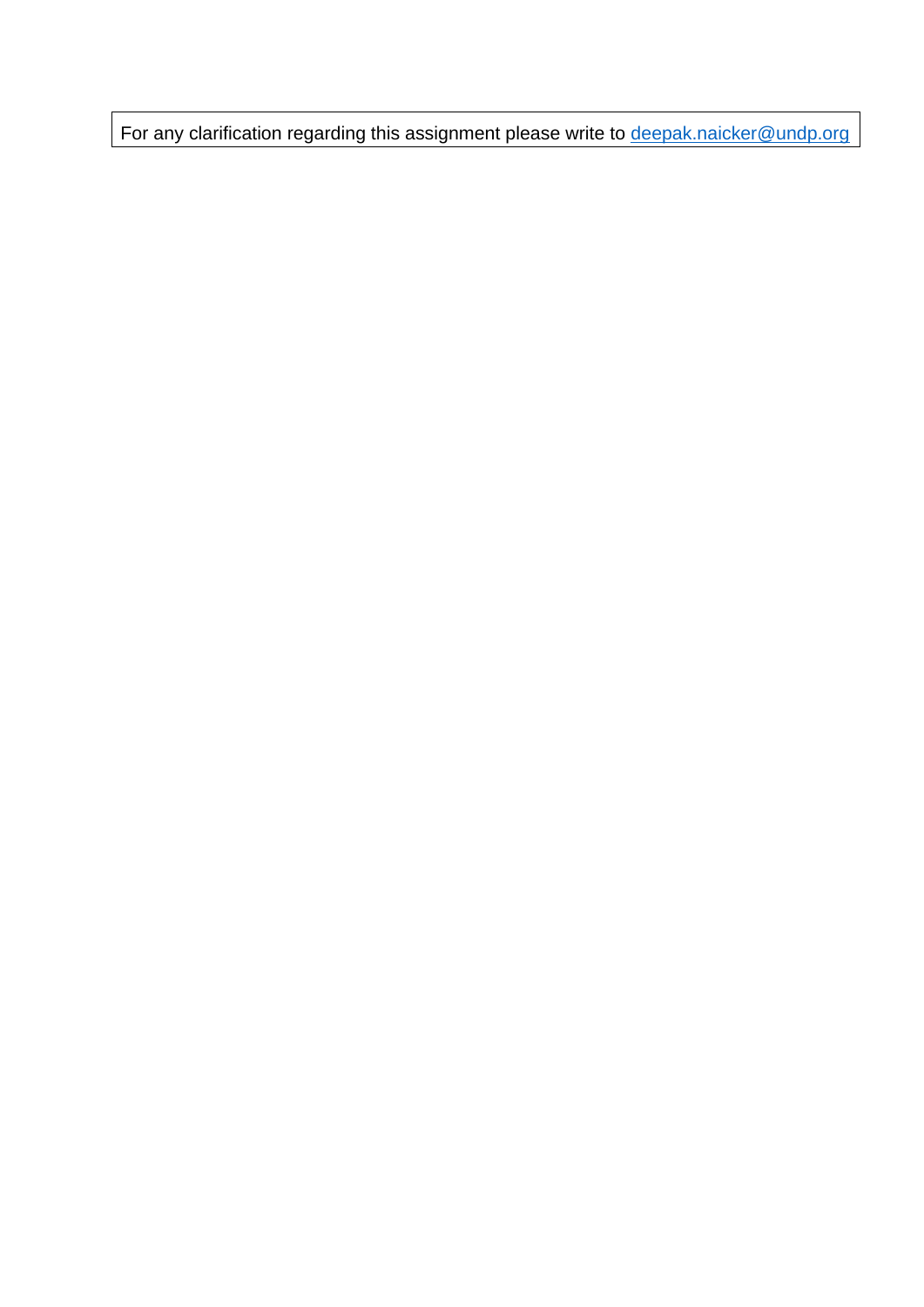For any clarification regarding this assignment please write to [deepak.naicker@undp.org](mailto:deepak.naicker@undp.org)